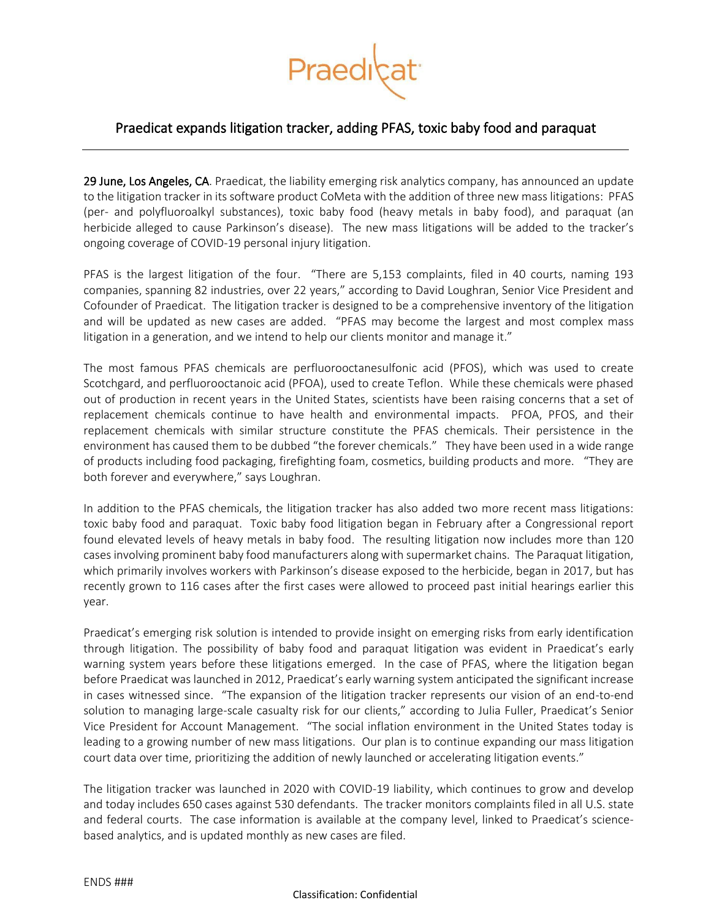Praedicat

# Praedicat expands litigation tracker, adding PFAS, toxic baby food and paraquat

**29 June, Los Angeles, CA**. Praedicat, the liability emerging risk analytics company, has announced an update to the litigation tracker in its software product CoMeta with the addition of three new mass litigations: PFAS (per- and polyfluoroalkyl substances), toxic baby food (heavy metals in baby food), and paraquat (an herbicide alleged to cause Parkinson's disease). The new mass litigations will be added to the tracker's ongoing coverage of COVID-19 personal injury litigation.

PFAS is the largest litigation of the four. "There are 5,153 complaints, filed in 40 courts, naming 193 companies, spanning 82 industries, over 22 years," according to David Loughran, Senior Vice President and Cofounder of Praedicat. The litigation tracker is designed to be a comprehensive inventory of the litigation and will be updated as new cases are added. "PFAS may become the largest and most complex mass litigation in a generation, and we intend to help our clients monitor and manage it."

The most famous PFAS chemicals are perfluorooctanesulfonic acid (PFOS), which was used to create Scotchgard, and perfluorooctanoic acid (PFOA), used to create Teflon. While these chemicals were phased out of production in recent years in the United States, scientists have been raising concerns that a set of replacement chemicals continue to have health and environmental impacts. PFOA, PFOS, and their replacement chemicals with similar structure constitute the PFAS chemicals. Their persistence in the environment has caused them to be dubbed "the forever chemicals." They have been used in a wide range of products including food packaging, firefighting foam, cosmetics, building products and more. "They are both forever and everywhere," says Loughran.

In addition to the PFAS chemicals, the litigation tracker has also added two more recent mass litigations: toxic baby food and paraquat. Toxic baby food litigation began in February after a Congressional report found elevated levels of heavy metals in baby food. The resulting litigation now includes more than 120 cases involving prominent baby food manufacturers along with supermarket chains. The Paraquat litigation, which primarily involves workers with Parkinson's disease exposed to the herbicide, began in 2017, but has recently grown to 116 cases after the first cases were allowed to proceed past initial hearings earlier this year.

Praedicat's emerging risk solution is intended to provide insight on emerging risks from early identification through litigation. The possibility of baby food and paraquat litigation was evident in Praedicat's early warning system years before these litigations emerged. In the case of PFAS, where the litigation began before Praedicat was launched in 2012, Praedicat's early warning system anticipated the significant increase in cases witnessed since. "The expansion of the litigation tracker represents our vision of an end-to-end solution to managing large-scale casualty risk for our clients," according to Julia Fuller, Praedicat's Senior Vice President for Account Management. "The social inflation environment in the United States today is leading to a growing number of new mass litigations. Our plan is to continue expanding our mass litigation court data over time, prioritizing the addition of newly launched or accelerating litigation events."

The litigation tracker was launched in 2020 with COVID-19 liability, which continues to grow and develop and today includes 650 cases against 530 defendants. The tracker monitors complaints filed in all U.S. state and federal courts. The case information is available at the company level, linked to Praedicat's science-based analytics, and is updated monthly as new cases are filed.

ENDS ###

Classification: Confidential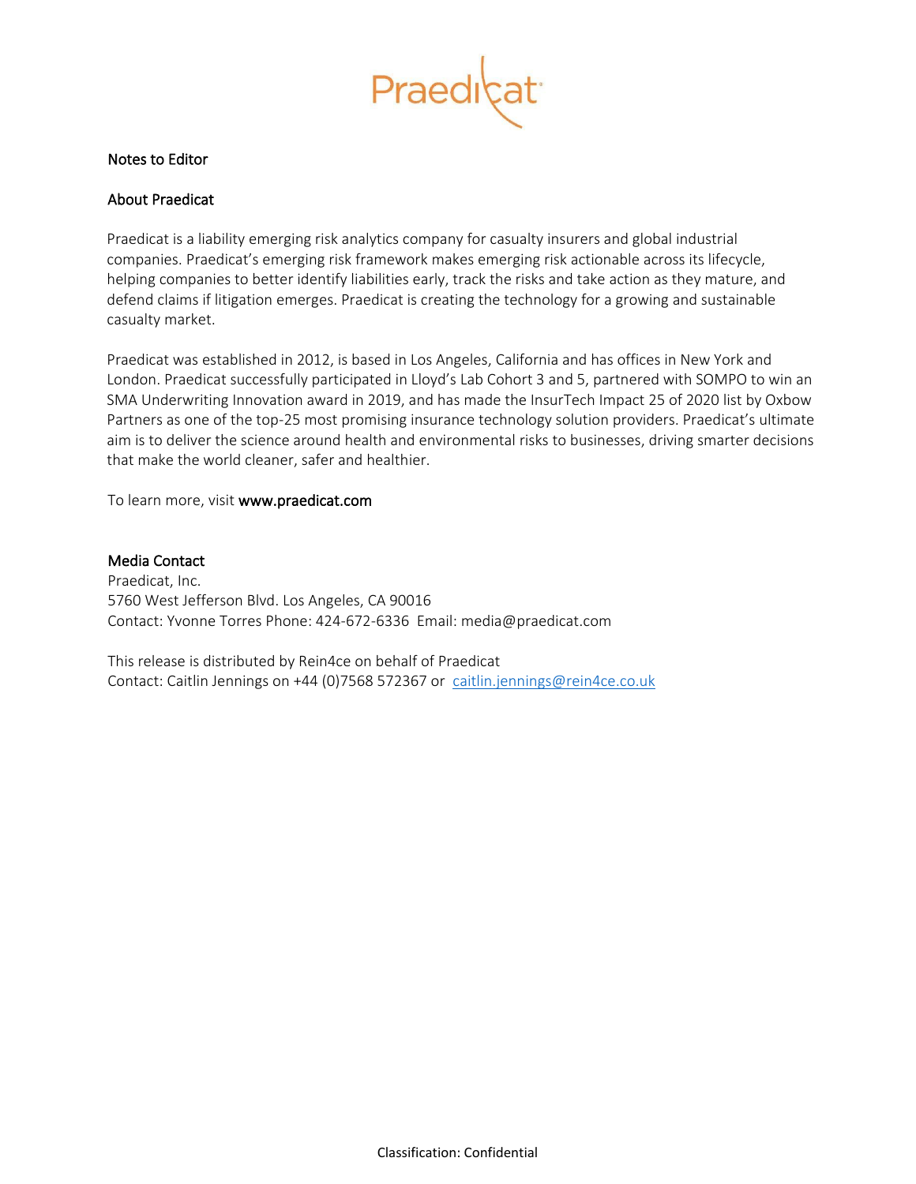Notes to Editor

## About Praedicat

Praedicat is a liability emerging risk analytics company for casualty insurers and global industrial companies. Praedicat's emerging risk framework makes emerging risk actionable across its lifecycle, helping companies to better identify liabilities early, track the risks and take action as they mature, and defend claims if litigation emerges. Praedicat is creating the technology for a growing and sustainable casualty market.

Praedicat was established in 2012, is based in Los Angeles, California and has offices in New York and London. Praedicat successfully participated in Lloyd's Lab Cohort 3 and 5, partnered with SOMPO to win an SMA Underwriting Innovation award in 2019, and has made the InsurTech Impact 25 of 2020 list by Oxbow Partners as one of the top-25 most promising insurance technology solution providers. Praedicat's ultimate aim is to deliver the science around health and environmental risks to businesses, driving smarter decisions that make the world cleaner, safer and healthier.

To learn more, visit **www.praedicat.com**

## Media Contact

Praedicat, Inc.
5760 West Jefferson Blvd. Los Angeles, CA 90016
Contact: Yvonne Torres Phone: 424-672-6336 Email: media@praedicat.com

This release is distributed by Rein4ce on behalf of Praedicat
Contact: Caitlin Jennings on +44 (0)7568 572367 or caitlin.jennings@rein4ce.co.uk

Classification: Confidential